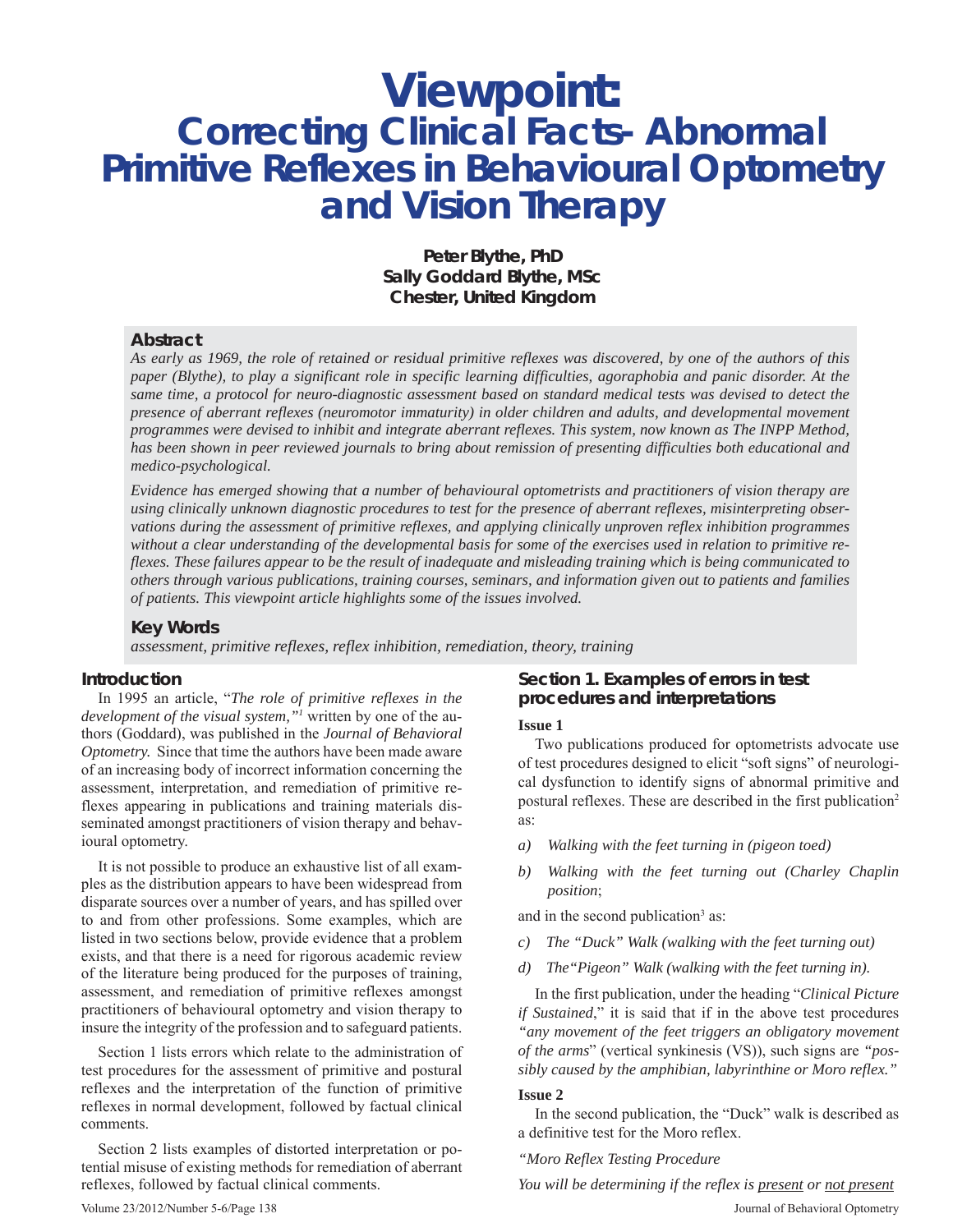# Viewpoint: Correcting Clinical Facts- Abnormal Primitive Reflexes in Behavioural Optometry and Vision Therapy

**Peter Blythe, PhD**
**Sally Goddard Blythe, MSc**
**Chester, United Kingdom**

## Abstract

*As early as 1969, the role of retained or residual primitive reflexes was discovered, by one of the authors of this paper (Blythe), to play a significant role in specific learning difficulties, agoraphobia and panic disorder. At the same time, a protocol for neuro-diagnostic assessment based on standard medical tests was devised to detect the presence of aberrant reflexes (neuromotor immaturity) in older children and adults, and developmental movement programmes were devised to inhibit and integrate aberrant reflexes. This system, now known as The INPP Method, has been shown in peer reviewed journals to bring about remission of presenting difficulties both educational and medico-psychological.*

*Evidence has emerged showing that a number of behavioural optometrists and practitioners of vision therapy are using clinically unknown diagnostic procedures to test for the presence of aberrant reflexes, misinterpreting observations during the assessment of primitive reflexes, and applying clinically unproven reflex inhibition programmes without a clear understanding of the developmental basis for some of the exercises used in relation to primitive reflexes. These failures appear to be the result of inadequate and misleading training which is being communicated to others through various publications, training courses, seminars, and information given out to patients and families of patients. This viewpoint article highlights some of the issues involved.*

## Key Words

*assessment, primitive reflexes, reflex inhibition, remediation, theory, training*

## Introduction

In 1995 an article, "*The role of primitive reflexes in the development of the visual system,"*[1] written by one of the authors (Goddard), was published in the *Journal of Behavioral Optometry.* Since that time the authors have been made aware of an increasing body of incorrect information concerning the assessment, interpretation, and remediation of primitive reflexes appearing in publications and training materials disseminated amongst practitioners of vision therapy and behavioural optometry.

It is not possible to produce an exhaustive list of all examples as the distribution appears to have been widespread from disparate sources over a number of years, and has spilled over to and from other professions. Some examples, which are listed in two sections below, provide evidence that a problem exists, and that there is a need for rigorous academic review of the literature being produced for the purposes of training, assessment, and remediation of primitive reflexes amongst practitioners of behavioural optometry and vision therapy to insure the integrity of the profession and to safeguard patients.

Section 1 lists errors which relate to the administration of test procedures for the assessment of primitive and postural reflexes and the interpretation of the function of primitive reflexes in normal development, followed by factual clinical comments.

Section 2 lists examples of distorted interpretation or potential misuse of existing methods for remediation of aberrant reflexes, followed by factual clinical comments.

## Section 1. Examples of errors in test procedures and interpretations

### Issue 1

Two publications produced for optometrists advocate use of test procedures designed to elicit "soft signs" of neurological dysfunction to identify signs of abnormal primitive and postural reflexes. These are described in the first publication[2] as:

a) *Walking with the feet turning in (pigeon toed)*
b) *Walking with the feet turning out (Charley Chaplin position*;

and in the second publication[3] as:

c) *The "Duck" Walk (walking with the feet turning out)*
d) *The"Pigeon" Walk (walking with the feet turning in).*

In the first publication, under the heading "*Clinical Picture if Sustained*," it is said that if in the above test procedures *"any movement of the feet triggers an obligatory movement of the arms*" (vertical synkinesis (VS)), such signs are *"possibly caused by the amphibian, labyrinthine or Moro reflex."*

### Issue 2

In the second publication, the "Duck" walk is described as a definitive test for the Moro reflex.

*"Moro Reflex Testing Procedure*

*You will be determining if the reflex is <u>present</u> or <u>not present</u>*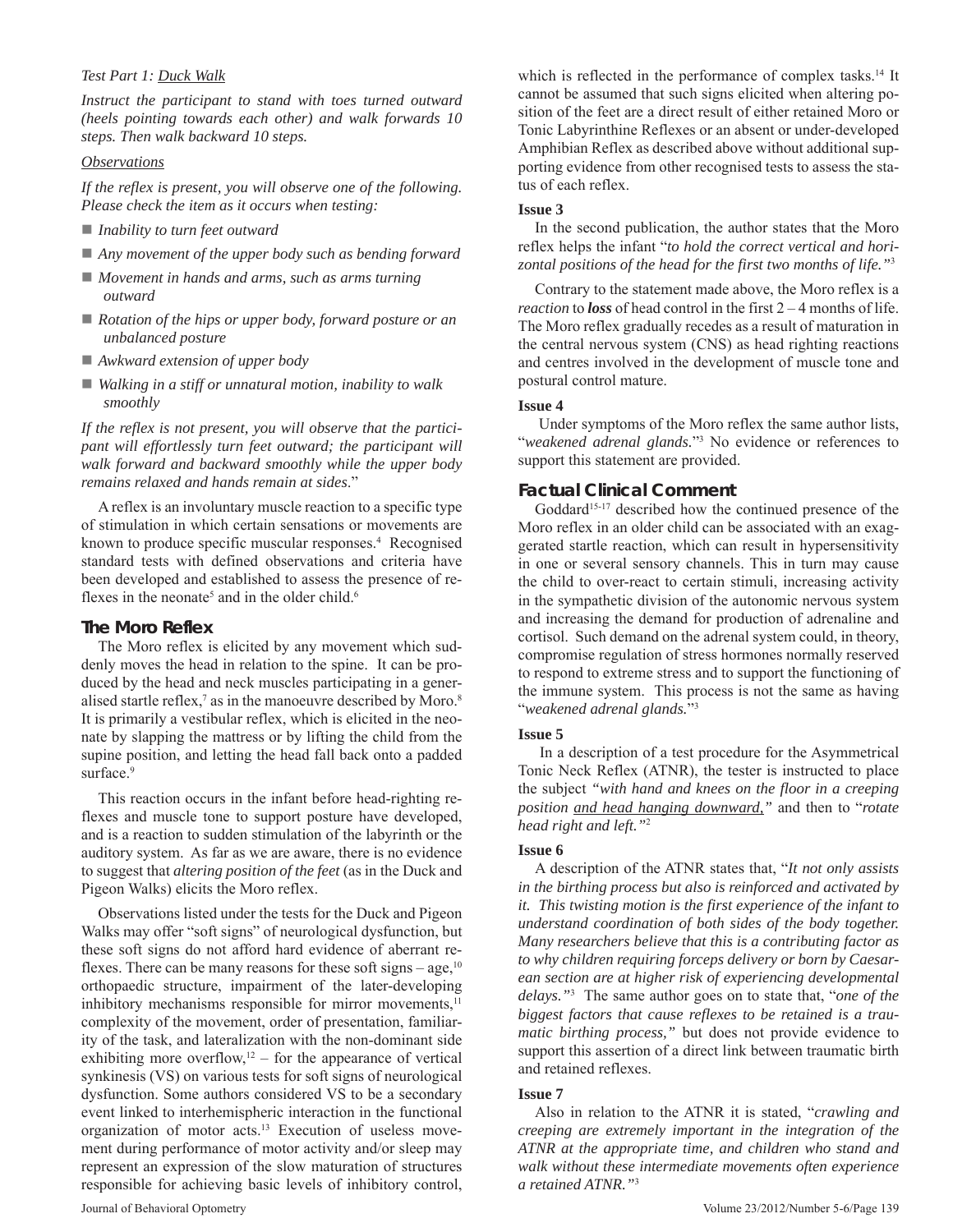*Test Part 1: Duck Walk*

*Instruct the participant to stand with toes turned outward (heels pointing towards each other) and walk forwards 10 steps. Then walk backward 10 steps.*

*Observations*

*If the reflex is present, you will observe one of the following. Please check the item as it occurs when testing:*

- *Inability to turn feet outward*
- *Any movement of the upper body such as bending forward*
- *Movement in hands and arms, such as arms turning outward*
- *Rotation of the hips or upper body, forward posture or an unbalanced posture*
- *Awkward extension of upper body*
- *Walking in a stiff or unnatural motion, inability to walk smoothly*

*If the reflex is not present, you will observe that the participant will effortlessly turn feet outward; the participant will walk forward and backward smoothly while the upper body remains relaxed and hands remain at sides.*"

A reflex is an involuntary muscle reaction to a specific type of stimulation in which certain sensations or movements are known to produce specific muscular responses.[4] Recognised standard tests with defined observations and criteria have been developed and established to assess the presence of reflexes in the neonate[5] and in the older child.[6]

## The Moro Reflex

The Moro reflex is elicited by any movement which suddenly moves the head in relation to the spine. It can be produced by the head and neck muscles participating in a generalised startle reflex,[7] as in the manoeuvre described by Moro.[8] It is primarily a vestibular reflex, which is elicited in the neonate by slapping the mattress or by lifting the child from the supine position, and letting the head fall back onto a padded surface.[9]

This reaction occurs in the infant before head-righting reflexes and muscle tone to support posture have developed, and is a reaction to sudden stimulation of the labyrinth or the auditory system. As far as we are aware, there is no evidence to suggest that *altering position of the feet* (as in the Duck and Pigeon Walks) elicits the Moro reflex.

Observations listed under the tests for the Duck and Pigeon Walks may offer "soft signs" of neurological dysfunction, but these soft signs do not afford hard evidence of aberrant reflexes. There can be many reasons for these soft signs – age,[10] orthopaedic structure, impairment of the later-developing inhibitory mechanisms responsible for mirror movements,[11] complexity of the movement, order of presentation, familiarity of the task, and lateralization with the non-dominant side exhibiting more overflow,[12] – for the appearance of vertical synkinesis (VS) on various tests for soft signs of neurological dysfunction. Some authors considered VS to be a secondary event linked to interhemispheric interaction in the functional organization of motor acts.[13] Execution of useless movement during performance of motor activity and/or sleep may represent an expression of the slow maturation of structures responsible for achieving basic levels of inhibitory control, which is reflected in the performance of complex tasks.[14] It cannot be assumed that such signs elicited when altering position of the feet are a direct result of either retained Moro or Tonic Labyrinthine Reflexes or an absent or under-developed Amphibian Reflex as described above without additional supporting evidence from other recognised tests to assess the status of each reflex.

**Issue 3**

In the second publication, the author states that the Moro reflex helps the infant "*to hold the correct vertical and horizontal positions of the head for the first two months of life.*"[3]

Contrary to the statement made above, the Moro reflex is a *reaction* to ***loss*** of head control in the first 2 – 4 months of life. The Moro reflex gradually recedes as a result of maturation in the central nervous system (CNS) as head righting reactions and centres involved in the development of muscle tone and postural control mature.

**Issue 4**

Under symptoms of the Moro reflex the same author lists, "*weakened adrenal glands.*"[3] No evidence or references to support this statement are provided.

## Factual Clinical Comment

Goddard[15-17] described how the continued presence of the Moro reflex in an older child can be associated with an exaggerated startle reaction, which can result in hypersensitivity in one or several sensory channels. This in turn may cause the child to over-react to certain stimuli, increasing activity in the sympathetic division of the autonomic nervous system and increasing the demand for production of adrenaline and cortisol. Such demand on the adrenal system could, in theory, compromise regulation of stress hormones normally reserved to respond to extreme stress and to support the functioning of the immune system. This process is not the same as having "*weakened adrenal glands.*"[3]

**Issue 5**

In a description of a test procedure for the Asymmetrical Tonic Neck Reflex (ATNR), the tester is instructed to place the subject *"with hand and knees on the floor in a creeping position and head hanging downward,"* and then to "*rotate head right and left.*"[2]

**Issue 6**

A description of the ATNR states that, "*It not only assists in the birthing process but also is reinforced and activated by it. This twisting motion is the first experience of the infant to understand coordination of both sides of the body together. Many researchers believe that this is a contributing factor as to why children requiring forceps delivery or born by Caesarean section are at higher risk of experiencing developmental delays.*"[3] The same author goes on to state that, "*one of the biggest factors that cause reflexes to be retained is a traumatic birthing process,*" but does not provide evidence to support this assertion of a direct link between traumatic birth and retained reflexes.

**Issue 7**

Also in relation to the ATNR it is stated, "*crawling and creeping are extremely important in the integration of the ATNR at the appropriate time, and children who stand and walk without these intermediate movements often experience a retained ATNR.*"[3]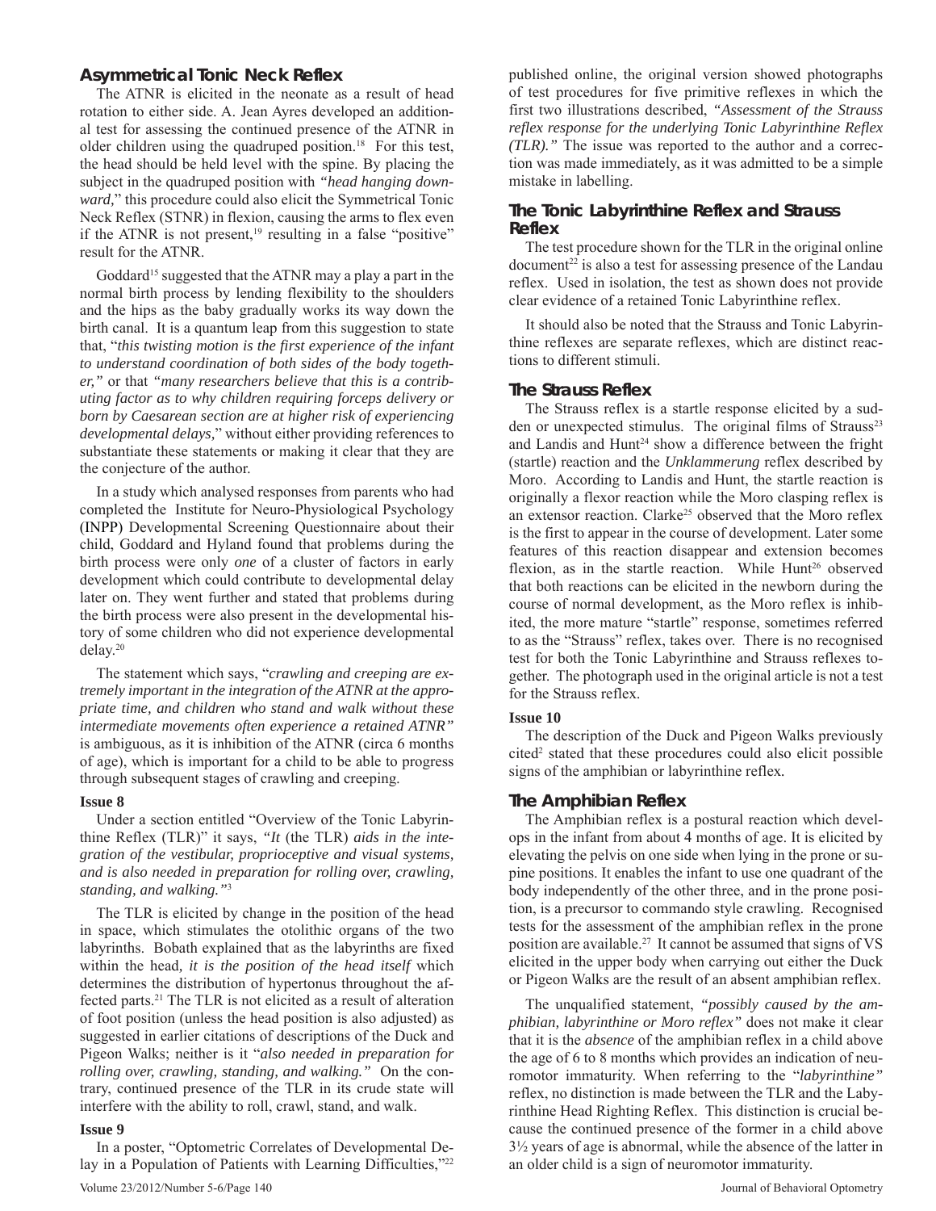## Asymmetrical Tonic Neck Reflex

The ATNR is elicited in the neonate as a result of head rotation to either side. A. Jean Ayres developed an additional test for assessing the continued presence of the ATNR in older children using the quadruped position.[18] For this test, the head should be held level with the spine. By placing the subject in the quadruped position with *"head hanging downward,"* this procedure could also elicit the Symmetrical Tonic Neck Reflex (STNR) in flexion, causing the arms to flex even if the ATNR is not present,[19] resulting in a false "positive" result for the ATNR.

Goddard[15] suggested that the ATNR may a play a part in the normal birth process by lending flexibility to the shoulders and the hips as the baby gradually works its way down the birth canal. It is a quantum leap from this suggestion to state that, "*this twisting motion is the first experience of the infant to understand coordination of both sides of the body together,"* or that *"many researchers believe that this is a contributing factor as to why children requiring forceps delivery or born by Caesarean section are at higher risk of experiencing developmental delays,*" without either providing references to substantiate these statements or making it clear that they are the conjecture of the author.

In a study which analysed responses from parents who had completed the Institute for Neuro-Physiological Psychology (INPP) Developmental Screening Questionnaire about their child, Goddard and Hyland found that problems during the birth process were only *one* of a cluster of factors in early development which could contribute to developmental delay later on. They went further and stated that problems during the birth process were also present in the developmental history of some children who did not experience developmental delay.[20]

The statement which says, "*crawling and creeping are extremely important in the integration of the ATNR at the appropriate time, and children who stand and walk without these intermediate movements often experience a retained ATNR"* is ambiguous, as it is inhibition of the ATNR (circa 6 months of age), which is important for a child to be able to progress through subsequent stages of crawling and creeping.

**Issue 8**

Under a section entitled "Overview of the Tonic Labyrinthine Reflex (TLR)" it says, *"It* (the TLR) *aids in the integration of the vestibular, proprioceptive and visual systems, and is also needed in preparation for rolling over, crawling, standing, and walking."*[3]

The TLR is elicited by change in the position of the head in space, which stimulates the otolithic organs of the two labyrinths. Bobath explained that as the labyrinths are fixed within the head, *it is the position of the head itself* which determines the distribution of hypertonus throughout the affected parts.[21] The TLR is not elicited as a result of alteration of foot position (unless the head position is also adjusted) as suggested in earlier citations of descriptions of the Duck and Pigeon Walks; neither is it "*also needed in preparation for rolling over, crawling, standing, and walking."* On the contrary, continued presence of the TLR in its crude state will interfere with the ability to roll, crawl, stand, and walk.

**Issue 9**

In a poster, "Optometric Correlates of Developmental Delay in a Population of Patients with Learning Difficulties,"[22] published online, the original version showed photographs of test procedures for five primitive reflexes in which the first two illustrations described, *"Assessment of the Strauss reflex response for the underlying Tonic Labyrinthine Reflex (TLR)."* The issue was reported to the author and a correction was made immediately, as it was admitted to be a simple mistake in labelling.

## The Tonic Labyrinthine Reflex and Strauss Reflex

The test procedure shown for the TLR in the original online document[22] is also a test for assessing presence of the Landau reflex. Used in isolation, the test as shown does not provide clear evidence of a retained Tonic Labyrinthine reflex.

It should also be noted that the Strauss and Tonic Labyrinthine reflexes are separate reflexes, which are distinct reactions to different stimuli.

## The Strauss Reflex

The Strauss reflex is a startle response elicited by a sudden or unexpected stimulus. The original films of Strauss[23] and Landis and Hunt[24] show a difference between the fright (startle) reaction and the *Unklammerung* reflex described by Moro. According to Landis and Hunt, the startle reaction is originally a flexor reaction while the Moro clasping reflex is an extensor reaction. Clarke[25] observed that the Moro reflex is the first to appear in the course of development. Later some features of this reaction disappear and extension becomes flexion, as in the startle reaction. While Hunt[26] observed that both reactions can be elicited in the newborn during the course of normal development, as the Moro reflex is inhibited, the more mature "startle" response, sometimes referred to as the "Strauss" reflex, takes over. There is no recognised test for both the Tonic Labyrinthine and Strauss reflexes together. The photograph used in the original article is not a test for the Strauss reflex.

**Issue 10**

The description of the Duck and Pigeon Walks previously cited[2] stated that these procedures could also elicit possible signs of the amphibian or labyrinthine reflex.

## The Amphibian Reflex

The Amphibian reflex is a postural reaction which develops in the infant from about 4 months of age. It is elicited by elevating the pelvis on one side when lying in the prone or supine positions. It enables the infant to use one quadrant of the body independently of the other three, and in the prone position, is a precursor to commando style crawling. Recognised tests for the assessment of the amphibian reflex in the prone position are available.[27] It cannot be assumed that signs of VS elicited in the upper body when carrying out either the Duck or Pigeon Walks are the result of an absent amphibian reflex.

The unqualified statement, *"possibly caused by the amphibian, labyrinthine or Moro reflex"* does not make it clear that it is the *absence* of the amphibian reflex in a child above the age of 6 to 8 months which provides an indication of neuromotor immaturity. When referring to the "*labyrinthine"* reflex, no distinction is made between the TLR and the Labyrinthine Head Righting Reflex. This distinction is crucial because the continued presence of the former in a child above 3½ years of age is abnormal, while the absence of the latter in an older child is a sign of neuromotor immaturity.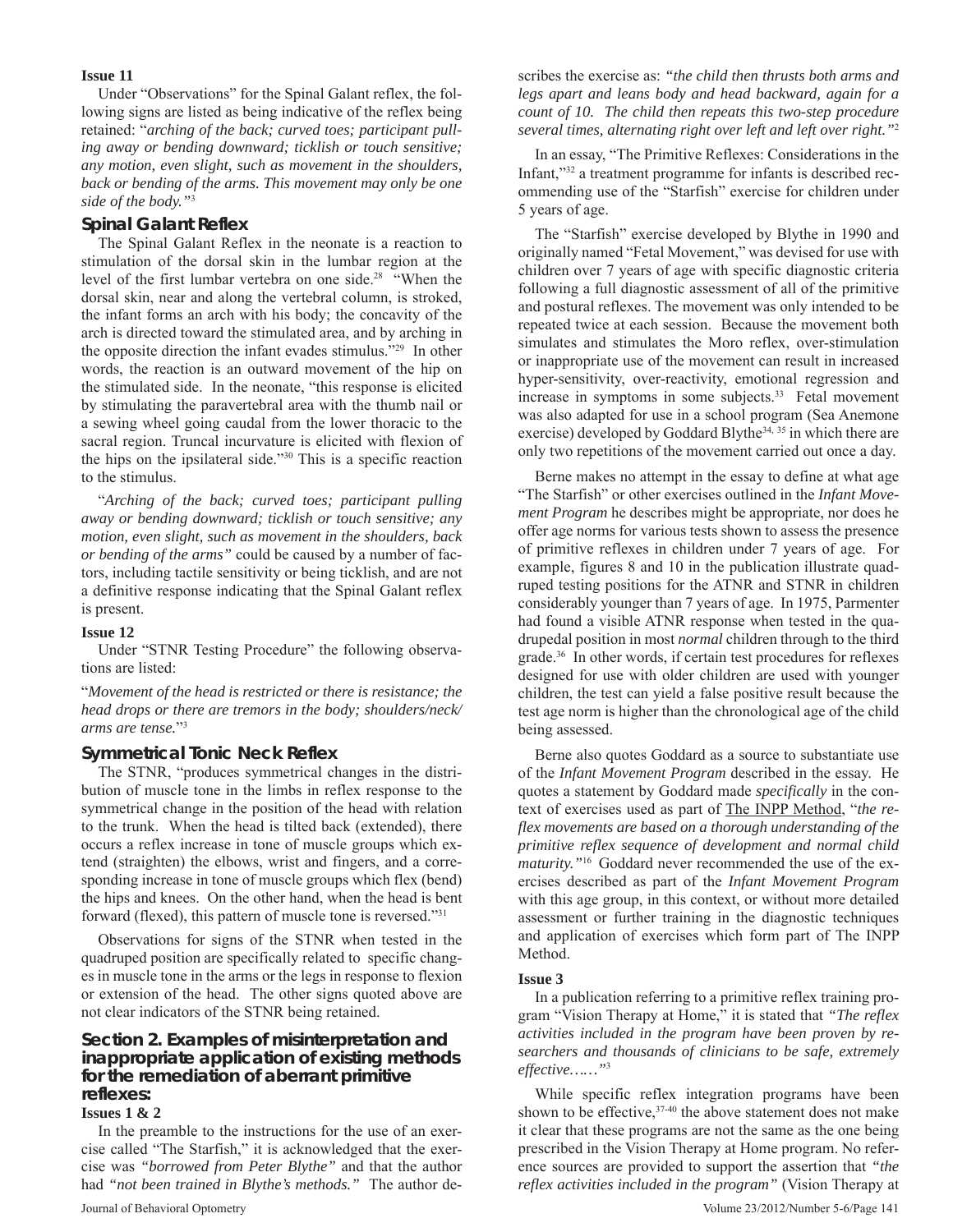**Issue 11**

Under "Observations" for the Spinal Galant reflex, the following signs are listed as being indicative of the reflex being retained: "*arching of the back; curved toes; participant pulling away or bending downward; ticklish or touch sensitive; any motion, even slight, such as movement in the shoulders, back or bending of the arms. This movement may only be one side of the body.*"[3]

### Spinal Galant Reflex

The Spinal Galant Reflex in the neonate is a reaction to stimulation of the dorsal skin in the lumbar region at the level of the first lumbar vertebra on one side.[28] "When the dorsal skin, near and along the vertebral column, is stroked, the infant forms an arch with his body; the concavity of the arch is directed toward the stimulated area, and by arching in the opposite direction the infant evades stimulus."[29] In other words, the reaction is an outward movement of the hip on the stimulated side. In the neonate, "this response is elicited by stimulating the paravertebral area with the thumb nail or a sewing wheel going caudal from the lower thoracic to the sacral region. Truncal incurvature is elicited with flexion of the hips on the ipsilateral side."[30] This is a specific reaction to the stimulus.

"*Arching of the back; curved toes; participant pulling away or bending downward; ticklish or touch sensitive; any motion, even slight, such as movement in the shoulders, back or bending of the arms*" could be caused by a number of factors, including tactile sensitivity or being ticklish, and are not a definitive response indicating that the Spinal Galant reflex is present.

**Issue 12**

Under "STNR Testing Procedure" the following observations are listed:

"*Movement of the head is restricted or there is resistance; the head drops or there are tremors in the body; shoulders/neck/arms are tense.*"[3]

### Symmetrical Tonic Neck Reflex

The STNR, "produces symmetrical changes in the distribution of muscle tone in the limbs in reflex response to the symmetrical change in the position of the head with relation to the trunk. When the head is tilted back (extended), there occurs a reflex increase in tone of muscle groups which extend (straighten) the elbows, wrist and fingers, and a corresponding increase in tone of muscle groups which flex (bend) the hips and knees. On the other hand, when the head is bent forward (flexed), this pattern of muscle tone is reversed."[31]

Observations for signs of the STNR when tested in the quadruped position are specifically related to specific changes in muscle tone in the arms or the legs in response to flexion or extension of the head. The other signs quoted above are not clear indicators of the STNR being retained.

## Section 2. Examples of misinterpretation and inappropriate application of existing methods for the remediation of aberrant primitive reflexes:

**Issues 1 & 2**

In the preamble to the instructions for the use of an exercise called "The Starfish," it is acknowledged that the exercise was *"borrowed from Peter Blythe"* and that the author had *"not been trained in Blythe's methods."* The author describes the exercise as: *"the child then thrusts both arms and legs apart and leans body and head backward, again for a count of 10. The child then repeats this two-step procedure several times, alternating right over left and left over right."*[2]

In an essay, "The Primitive Reflexes: Considerations in the Infant,"[32] a treatment programme for infants is described recommending use of the "Starfish" exercise for children under 5 years of age.

The "Starfish" exercise developed by Blythe in 1990 and originally named "Fetal Movement," was devised for use with children over 7 years of age with specific diagnostic criteria following a full diagnostic assessment of all of the primitive and postural reflexes. The movement was only intended to be repeated twice at each session. Because the movement both simulates and stimulates the Moro reflex, over-stimulation or inappropriate use of the movement can result in increased hyper-sensitivity, over-reactivity, emotional regression and increase in symptoms in some subjects.[33] Fetal movement was also adapted for use in a school program (Sea Anemone exercise) developed by Goddard Blythe[34, 35] in which there are only two repetitions of the movement carried out once a day.

Berne makes no attempt in the essay to define at what age "The Starfish" or other exercises outlined in the *Infant Movement Program* he describes might be appropriate, nor does he offer age norms for various tests shown to assess the presence of primitive reflexes in children under 7 years of age. For example, figures 8 and 10 in the publication illustrate quadruped testing positions for the ATNR and STNR in children considerably younger than 7 years of age. In 1975, Parmenter had found a visible ATNR response when tested in the quadrupedal position in most *normal* children through to the third grade.[36] In other words, if certain test procedures for reflexes designed for use with older children are used with younger children, the test can yield a false positive result because the test age norm is higher than the chronological age of the child being assessed.

Berne also quotes Goddard as a source to substantiate use of the *Infant Movement Program* described in the essay. He quotes a statement by Goddard made *specifically* in the context of exercises used as part of The INPP Method, "*the reflex movements are based on a thorough understanding of the primitive reflex sequence of development and normal child maturity.*"[16] Goddard never recommended the use of the exercises described as part of the *Infant Movement Program* with this age group, in this context, or without more detailed assessment or further training in the diagnostic techniques and application of exercises which form part of The INPP Method.

**Issue 3**

In a publication referring to a primitive reflex training program "Vision Therapy at Home," it is stated that *"The reflex activities included in the program have been proven by researchers and thousands of clinicians to be safe, extremely effective……"*[3]

While specific reflex integration programs have been shown to be effective,[37-40] the above statement does not make it clear that these programs are not the same as the one being prescribed in the Vision Therapy at Home program. No reference sources are provided to support the assertion that *"the reflex activities included in the program"* (Vision Therapy at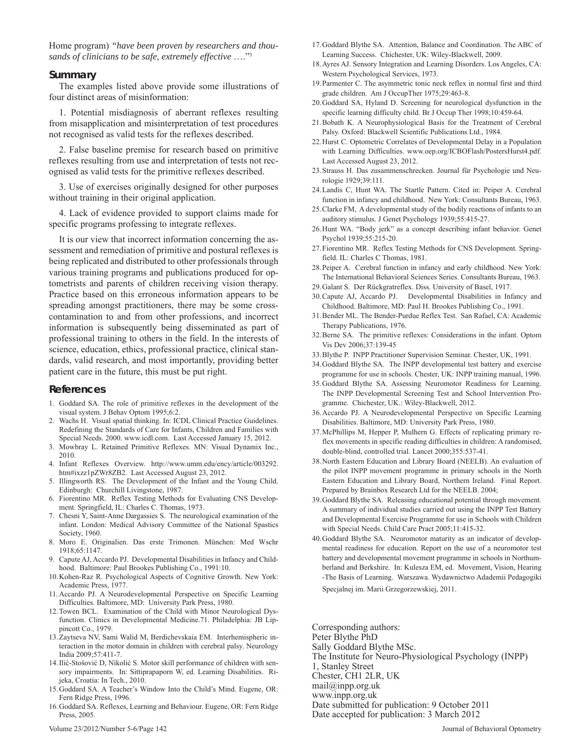Home program) *"have been proven by researchers and thousands of clinicians to be safe, extremely effective ….*"[3]

## Summary

The examples listed above provide some illustrations of four distinct areas of misinformation:

1. Potential misdiagnosis of aberrant reflexes resulting from misapplication and misinterpretation of test procedures not recognised as valid tests for the reflexes described.

2. False baseline premise for research based on primitive reflexes resulting from use and interpretation of tests not recognised as valid tests for the primitive reflexes described.

3. Use of exercises originally designed for other purposes without training in their original application.

4. Lack of evidence provided to support claims made for specific programs professing to integrate reflexes.

It is our view that incorrect information concerning the assessment and remediation of primitive and postural reflexes is being replicated and distributed to other professionals through various training programs and publications produced for optometrists and parents of children receiving vision therapy. Practice based on this erroneous information appears to be spreading amongst practitioners, there may be some cross-contamination to and from other professions, and incorrect information is subsequently being disseminated as part of professional training to others in the field. In the interests of science, education, ethics, professional practice, clinical standards, valid research, and most importantly, providing better patient care in the future, this must be put right.

## References

1. Goddard SA. The role of primitive reflexes in the development of the visual system. J Behav Optom 1995;6:2.
2. Wachs H. Visual spatial thinking. In: ICDL Clinical Practice Guidelines. Redefining the Standards of Care for Infants, Children and Families with Special Needs. 2000. www.icdl.com. Last Accessed January 15, 2012.
3. Mowbray L. Retained Primitive Reflexes. MN: Visual Dynamix Inc., 2010.
4. Infant Reflexes Overview. http://www.umm.edu/ency/article/003292.htm#ixzz1pZWr8ZB2. Last Accessed August 23, 2012.
5. Illingworth RS. The Development of the Infant and the Young Child. Edinburgh: Churchill Livingstone, 1987.
6. Fiorentino MR. Reflex Testing Methods for Evaluating CNS Development. Springfield, IL: Charles C. Thomas, 1973.
7. Chesni Y, Saint-Anne Dargassies S. The neurological examination of the infant. London: Medical Advisory Committee of the National Spastics Society, 1960.
8. Moro E. Originalien. Das erste Trimonen. München: Med Wschr 1918;65:1147.
9. Capute AJ, Accardo PJ. Developmental Disabilities in Infancy and Childhood. Baltimore: Paul Brookes Publishing Co., 1991:10.
10. Kohen-Raz R. Psychological Aspects of Cognitive Growth. New York: Academic Press, 1977.
11. Accardo PJ. A Neurodevelopmental Perspective on Specific Learning Difficulties. Baltimore, MD: University Park Press, 1980.
12. Towen BCL. Examination of the Child with Minor Neurological Dysfunction. Clinics in Developmental Medicine.71. Philadelphia: JB Lippincott Co., 1979.
13. Zaytseva NV, Sami Walid M, Berdichevskaia EM. Interhemispheric interaction in the motor domain in children with cerebral palsy. Neurology India 2009;57:411-7.
14. Ilić-Stošović D, Nikolić S. Motor skill performance of children with sensory impairments. In: Sittiprapaporn W, ed. Learning Disabilities. Rijeka, Croatia: In Tech., 2010.
15. Goddard SA. A Teacher's Window Into the Child's Mind. Eugene, OR: Fern Ridge Press, 1996.
16. Goddard SA. Reflexes, Learning and Behaviour. Eugene, OR: Fern Ridge Press, 2005.
17. Goddard Blythe SA. Attention, Balance and Coordination. The ABC of Learning Success. Chichester, UK: Wiley-Blackwell, 2009.
18. Ayres AJ. Sensory Integration and Learning Disorders. Los Angeles, CA: Western Psychological Services, 1973.
19. Parmenter C. The asymmetric tonic neck reflex in normal first and third grade children. Am J OccupTher 1975;29:463-8.
20. Goddard SA, Hyland D. Screening for neurological dysfunction in the specific learning difficulty child. Br J Occup Ther 1998;10:459-64.
21. Bobath K. A Neurophysiological Basis for the Treatment of Cerebral Palsy. Oxford: Blackwell Scientific Publications Ltd., 1984.
22. Hurst C. Optometric Correlates of Developmental Delay in a Population with Learning Difficulties. www.oep.org/ICBOFlash/PostersHurst4.pdf. Last Accessed August 23, 2012.
23. Strauss H. Das zusammenschrecken. Journal für Psychologie und Neurologie 1929;39:111.
24. Landis C, Hunt WA. The Startle Pattern. Cited in: Peiper A. Cerebral function in infancy and childhood. New York: Consultants Bureau, 1963.
25. Clarke FM, A developmental study of the bodily reactions of infants to an auditory stimulus. J Genet Psychology 1939;55:415-27.
26. Hunt WA. "Body jerk" as a concept describing infant behavior. Genet Psychol 1939;55:215-20.
27. Fiorentino MR. Reflex Testing Methods for CNS Development. Springfield. IL: Charles C Thomas, 1981.
28. Peiper A. Cerebral function in infancy and early childhood. New York: The International Behavioral Sciences Series. Consultants Bureau, 1963.
29. Galant S. Der Rückgratreflex. Diss. University of Basel, 1917.
30. Capute AJ, Accardo PJ. Developmental Disabilities in Infancy and Childhood. Baltimore, MD: Paul H. Brookes Publishing Co., 1991.
31. Bender ML. The Bender-Purdue Reflex Test. San Rafael, CA: Academic Therapy Publications, 1976.
32. Berne SA. The primitive reflexes: Considerations in the infant. Optom Vis Dev 2006;37:139-45
33. Blythe P. INPP Practitioner Supervision Seminar. Chester, UK, 1991.
34. Goddard Blythe SA. The INPP developmental test battery and exercise programme for use in schools. Chester, UK: INPP training manual, 1996.
35. Goddard Blythe SA. Assessing Neuromotor Readiness for Learning. The INPP Developmental Screening Test and School Intervention Programme. Chichester, UK.: Wiley-Blackwell, 2012.
36. Accardo PJ. A Neurodevelopmental Perspective on Specific Learning Disabilities. Baltimore, MD: University Park Press, 1980.
37. McPhillips M, Hepper P, Mulhern G. Effects of replicating primary reflex movements in specific reading difficulties in children: A randomised, double-blind, controlled trial. Lancet 2000;355:537-41.
38. North Eastern Education and Library Board (NEELB). An evaluation of the pilot INPP movement programme in primary schools in the North Eastern Education and Library Board, Northern Ireland. Final Report. Prepared by Brainbox Research Ltd for the NEELB. 2004;
39. Goddard Blythe SA. Releasing educational potential through movement. A summary of individual studies carried out using the INPP Test Battery and Developmental Exercise Programme for use in Schools with Children with Special Needs. Child Care Pract 2005;11:415-32.
40. Goddard Blythe SA. Neuromotor maturity as an indicator of developmental readiness for education. Report on the use of a neuromotor test battery and developmental movement programme in schools in Northumberland and Berkshire. In: Kulesza EM, ed. Movement, Vision, Hearing -The Basis of Learning. Warszawa. Wydawnictwo Adademii Pedagogiki Specjalnej im. Marii Grzegorzewskiej, 2011.

Corresponding authors:
Peter Blythe PhD
Sally Goddard Blythe MSc.
The Institute for Neuro-Physiological Psychology (INPP)
1, Stanley Street
Chester, CH1 2LR, UK
mail@inpp.org.uk
www.inpp.org.uk
Date submitted for publication: 9 October 2011
Date accepted for publication: 3 March 2012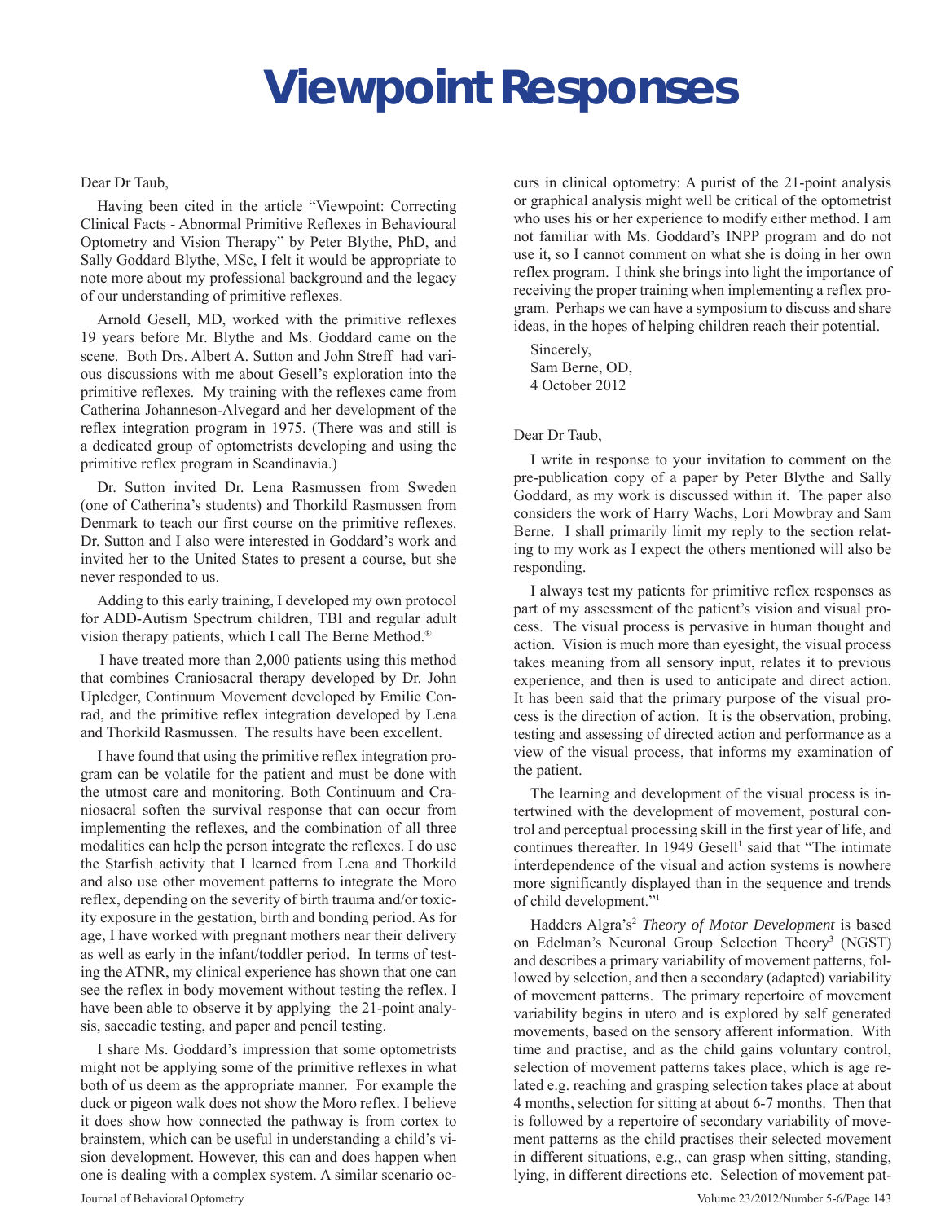# Viewpoint Responses

Dear Dr Taub,

Having been cited in the article "Viewpoint: Correcting Clinical Facts - Abnormal Primitive Reflexes in Behavioural Optometry and Vision Therapy" by Peter Blythe, PhD, and Sally Goddard Blythe, MSc, I felt it would be appropriate to note more about my professional background and the legacy of our understanding of primitive reflexes.

Arnold Gesell, MD, worked with the primitive reflexes 19 years before Mr. Blythe and Ms. Goddard came on the scene. Both Drs. Albert A. Sutton and John Streff had various discussions with me about Gesell's exploration into the primitive reflexes. My training with the reflexes came from Catherina Johanneson-Alvegard and her development of the reflex integration program in 1975. (There was and still is a dedicated group of optometrists developing and using the primitive reflex program in Scandinavia.)

Dr. Sutton invited Dr. Lena Rasmussen from Sweden (one of Catherina's students) and Thorkild Rasmussen from Denmark to teach our first course on the primitive reflexes. Dr. Sutton and I also were interested in Goddard's work and invited her to the United States to present a course, but she never responded to us.

Adding to this early training, I developed my own protocol for ADD-Autism Spectrum children, TBI and regular adult vision therapy patients, which I call The Berne Method.®

I have treated more than 2,000 patients using this method that combines Craniosacral therapy developed by Dr. John Upledger, Continuum Movement developed by Emilie Conrad, and the primitive reflex integration developed by Lena and Thorkild Rasmussen. The results have been excellent.

I have found that using the primitive reflex integration program can be volatile for the patient and must be done with the utmost care and monitoring. Both Continuum and Craniosacral soften the survival response that can occur from implementing the reflexes, and the combination of all three modalities can help the person integrate the reflexes. I do use the Starfish activity that I learned from Lena and Thorkild and also use other movement patterns to integrate the Moro reflex, depending on the severity of birth trauma and/or toxicity exposure in the gestation, birth and bonding period. As for age, I have worked with pregnant mothers near their delivery as well as early in the infant/toddler period. In terms of testing the ATNR, my clinical experience has shown that one can see the reflex in body movement without testing the reflex. I have been able to observe it by applying the 21-point analysis, saccadic testing, and paper and pencil testing.

I share Ms. Goddard's impression that some optometrists might not be applying some of the primitive reflexes in what both of us deem as the appropriate manner. For example the duck or pigeon walk does not show the Moro reflex. I believe it does show how connected the pathway is from cortex to brainstem, which can be useful in understanding a child's vision development. However, this can and does happen when one is dealing with a complex system. A similar scenario occurs in clinical optometry: A purist of the 21-point analysis or graphical analysis might well be critical of the optometrist who uses his or her experience to modify either method. I am not familiar with Ms. Goddard's INPP program and do not use it, so I cannot comment on what she is doing in her own reflex program. I think she brings into light the importance of receiving the proper training when implementing a reflex program. Perhaps we can have a symposium to discuss and share ideas, in the hopes of helping children reach their potential.

Sincerely,
Sam Berne, OD,
4 October 2012

Dear Dr Taub,

I write in response to your invitation to comment on the pre-publication copy of a paper by Peter Blythe and Sally Goddard, as my work is discussed within it. The paper also considers the work of Harry Wachs, Lori Mowbray and Sam Berne. I shall primarily limit my reply to the section relating to my work as I expect the others mentioned will also be responding.

I always test my patients for primitive reflex responses as part of my assessment of the patient's vision and visual process. The visual process is pervasive in human thought and action. Vision is much more than eyesight, the visual process takes meaning from all sensory input, relates it to previous experience, and then is used to anticipate and direct action. It has been said that the primary purpose of the visual process is the direction of action. It is the observation, probing, testing and assessing of directed action and performance as a view of the visual process, that informs my examination of the patient.

The learning and development of the visual process is intertwined with the development of movement, postural control and perceptual processing skill in the first year of life, and continues thereafter. In 1949 Gesell[1] said that "The intimate interdependence of the visual and action systems is nowhere more significantly displayed than in the sequence and trends of child development."[1]

Hadders Algra's[2] *Theory of Motor Development* is based on Edelman's Neuronal Group Selection Theory[3] (NGST) and describes a primary variability of movement patterns, followed by selection, and then a secondary (adapted) variability of movement patterns. The primary repertoire of movement variability begins in utero and is explored by self generated movements, based on the sensory afferent information. With time and practise, and as the child gains voluntary control, selection of movement patterns takes place, which is age related e.g. reaching and grasping selection takes place at about 4 months, selection for sitting at about 6-7 months. Then that is followed by a repertoire of secondary variability of movement patterns as the child practises their selected movement in different situations, e.g., can grasp when sitting, standing, lying, in different directions etc. Selection of movement pat-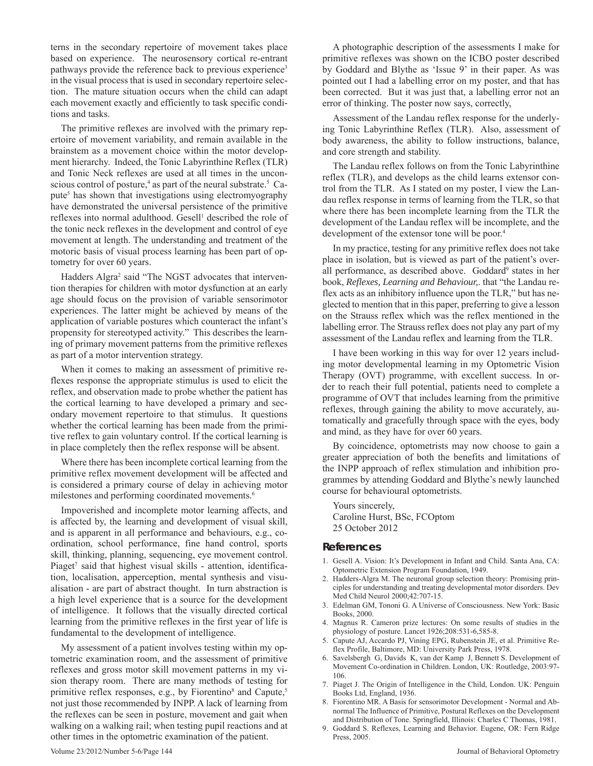terns in the secondary repertoire of movement takes place based on experience. The neurosensory cortical re-entrant pathways provide the reference back to previous experience[3] in the visual process that is used in secondary repertoire selection. The mature situation occurs when the child can adapt each movement exactly and efficiently to task specific conditions and tasks.

The primitive reflexes are involved with the primary repertoire of movement variability, and remain available in the brainstem as a movement choice within the motor development hierarchy. Indeed, the Tonic Labyrinthine Reflex (TLR) and Tonic Neck reflexes are used at all times in the unconscious control of posture,[4] as part of the neural substrate.[5] Capute[5] has shown that investigations using electromyography have demonstrated the universal persistence of the primitive reflexes into normal adulthood. Gesell[1] described the role of the tonic neck reflexes in the development and control of eye movement at length. The understanding and treatment of the motoric basis of visual process learning has been part of optometry for over 60 years.

Hadders Algra[2] said "The NGST advocates that intervention therapies for children with motor dysfunction at an early age should focus on the provision of variable sensorimotor experiences. The latter might be achieved by means of the application of variable postures which counteract the infant's propensity for stereotyped activity." This describes the learning of primary movement patterns from the primitive reflexes as part of a motor intervention strategy.

When it comes to making an assessment of primitive reflexes response the appropriate stimulus is used to elicit the reflex, and observation made to probe whether the patient has the cortical learning to have developed a primary and secondary movement repertoire to that stimulus. It questions whether the cortical learning has been made from the primitive reflex to gain voluntary control. If the cortical learning is in place completely then the reflex response will be absent.

Where there has been incomplete cortical learning from the primitive reflex movement development will be affected and is considered a primary course of delay in achieving motor milestones and performing coordinated movements.[6]

Impoverished and incomplete motor learning affects, and is affected by, the learning and development of visual skill, and is apparent in all performance and behaviours, e.g., coordination, school performance, fine hand control, sports skill, thinking, planning, sequencing, eye movement control. Piaget[7] said that highest visual skills - attention, identification, localisation, apperception, mental synthesis and visualisation - are part of abstract thought. In turn abstraction is a high level experience that is a source for the development of intelligence. It follows that the visually directed cortical learning from the primitive reflexes in the first year of life is fundamental to the development of intelligence.

My assessment of a patient involves testing within my optometric examination room, and the assessment of primitive reflexes and gross motor skill movement patterns in my vision therapy room. There are many methods of testing for primitive reflex responses, e.g., by Fiorentino[8] and Capute,[5] not just those recommended by INPP. A lack of learning from the reflexes can be seen in posture, movement and gait when walking on a walking rail; when testing pupil reactions and at other times in the optometric examination of the patient.

A photographic description of the assessments I make for primitive reflexes was shown on the ICBO poster described by Goddard and Blythe as 'Issue 9' in their paper. As was pointed out I had a labelling error on my poster, and that has been corrected. But it was just that, a labelling error not an error of thinking. The poster now says, correctly,

Assessment of the Landau reflex response for the underlying Tonic Labyrinthine Reflex (TLR). Also, assessment of body awareness, the ability to follow instructions, balance, and core strength and stability.

The Landau reflex follows on from the Tonic Labyrinthine reflex (TLR), and develops as the child learns extensor control from the TLR. As I stated on my poster, I view the Landau reflex response in terms of learning from the TLR, so that where there has been incomplete learning from the TLR the development of the Landau reflex will be incomplete, and the development of the extensor tone will be poor.[4]

In my practice, testing for any primitive reflex does not take place in isolation, but is viewed as part of the patient's overall performance, as described above. Goddard[9] states in her book, *Reflexes, Learning and Behaviour,.* that "the Landau reflex acts as an inhibitory influence upon the TLR," but has neglected to mention that in this paper, preferring to give a lesson on the Strauss reflex which was the reflex mentioned in the labelling error. The Strauss reflex does not play any part of my assessment of the Landau reflex and learning from the TLR.

I have been working in this way for over 12 years including motor developmental learning in my Optometric Vision Therapy (OVT) programme, with excellent success. In order to reach their full potential, patients need to complete a programme of OVT that includes learning from the primitive reflexes, through gaining the ability to move accurately, automatically and gracefully through space with the eyes, body and mind, as they have for over 60 years.

By coincidence, optometrists may now choose to gain a greater appreciation of both the benefits and limitations of the INPP approach of reflex stimulation and inhibition programmes by attending Goddard and Blythe's newly launched course for behavioural optometrists.

Yours sincerely,
Caroline Hurst, BSc, FCOptom
25 October 2012

## References

1. Gesell A. Vision: It's Development in Infant and Child. Santa Ana, CA: Optometric Extension Program Foundation, 1949.
2. Hadders-Algra M. The neuronal group selection theory: Promising principles for understanding and treating developmental motor disorders. Dev Med Child Neurol 2000;42:707-15.
3. Edelman GM, Tononi G. A Universe of Consciousness. New York: Basic Books, 2000.
4. Magnus R. Cameron prize lectures: On some results of studies in the physiology of posture. Lancet 1926;208:531-6,585-8.
5. Capute AJ, Accardo PJ, Vining EPG, Rubenstein JE, et al. Primitive Reflex Profile, Baltimore, MD: University Park Press, 1978.
6. Savelsbergh G, Davids K, van der Kamp J, Bennett S. Development of Movement Co-ordination in Children. London, UK: Routledge, 2003:97-106.
7. Piaget J. The Origin of Intelligence in the Child, London. UK: Penguin Books Ltd, England, 1936.
8. Fiorentino MR. A Basis for sensorimotor Development - Normal and Abnormal The Influence of Primitive, Postural Reflexes on the Development and Distribution of Tone. Springfield, Illinois: Charles C Thomas, 1981.
9. Goddard S. Reflexes, Learning and Behavior. Eugene, OR: Fern Ridge Press, 2005.